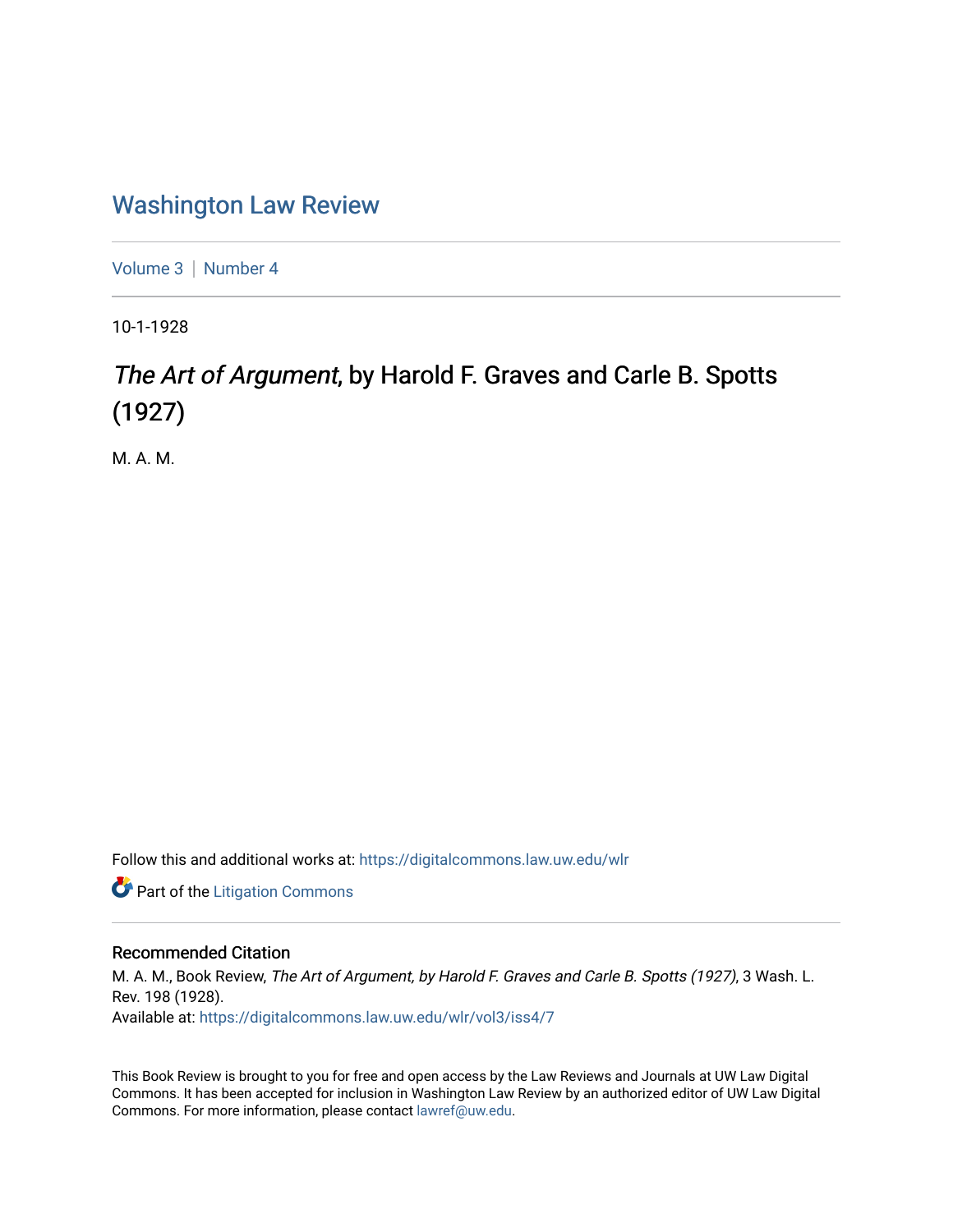# Washington Law Review

Volume 3 | Number 4

10-1-1928

## *The Art of Argument*, by Harold F. Graves and Carle B. Spotts (1927)

M. A. M.

Follow this and additional works at: https://digitalcommons.law.uw.edu/wlr

Part of the Litigation Commons

### Recommended Citation

M. A. M., Book Review, *The Art of Argument, by Harold F. Graves and Carle B. Spotts (1927)*, 3 Wash. L. Rev. 198 (1928).
Available at: https://digitalcommons.law.uw.edu/wlr/vol3/iss4/7

This Book Review is brought to you for free and open access by the Law Reviews and Journals at UW Law Digital Commons. It has been accepted for inclusion in Washington Law Review by an authorized editor of UW Law Digital Commons. For more information, please contact lawref@uw.edu.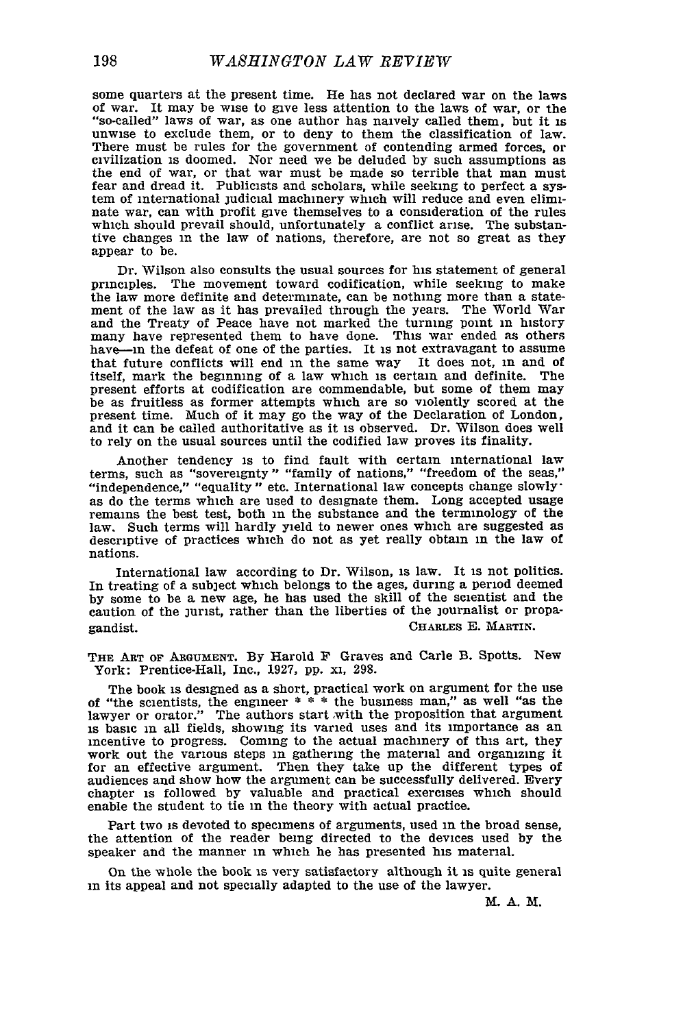some quarters at the present time. He has not declared war on the laws of war. It may be wise to give less attention to the laws of war, or the "so-called" laws of war, as one author has naively called them, but it is unwise to exclude them, or to deny to them the classification of law. There must be rules for the government of contending armed forces, or civilization is doomed. Nor need we be deluded by such assumptions as the end of war, or that war must be made so terrible that man must fear and dread it. Publicists and scholars, while seeking to perfect a system of international judicial machinery which will reduce and even eliminate war, can with profit give themselves to a consideration of the rules which should prevail should, unfortunately a conflict arise. The substantive changes in the law of nations, therefore, are not so great as they appear to be.

Dr. Wilson also consults the usual sources for his statement of general principles. The movement toward codification, while seeking to make the law more definite and determinate, can be nothing more than a statement of the law as it has prevailed through the years. The World War and the Treaty of Peace have not marked the turning point in history many have represented them to have done. This war ended as others have—in the defeat of one of the parties. It is not extravagant to assume that future conflicts will end in the same way It does not, in and of itself, mark the beginning of a law which is certain and definite. The present efforts at codification are commendable, but some of them may be as fruitless as former attempts which are so violently scored at the present time. Much of it may go the way of the Declaration of London, and it can be called authoritative as it is observed. Dr. Wilson does well to rely on the usual sources until the codified law proves its finality.

Another tendency is to find fault with certain international law terms, such as "sovereignty" "family of nations," "freedom of the seas," "independence," "equality" etc. International law concepts change slowly as do the terms which are used to designate them. Long accepted usage remains the best test, both in the substance and the terminology of the law. Such terms will hardly yield to newer ones which are suggested as descriptive of practices which do not as yet really obtain in the law of nations.

International law according to Dr. Wilson, is law. It is not politics. In treating of a subject which belongs to the ages, during a period deemed by some to be a new age, he has used the skill of the scientist and the caution of the jurist, rather than the liberties of the journalist or propagandist.

CHARLES E. MARTIN.

THE ART OF ARGUMENT. By Harold F Graves and Carle B. Spotts. New York: Prentice-Hall, Inc., 1927, pp. xi, 298.

The book is designed as a short, practical work on argument for the use of "the scientists, the engineer * * * the business man," as well "as the lawyer or orator." The authors start with the proposition that argument is basic in all fields, showing its varied uses and its importance as an incentive to progress. Coming to the actual machinery of this art, they work out the various steps in gathering the material and organizing it for an effective argument. Then they take up the different types of audiences and show how the argument can be successfully delivered. Every chapter is followed by valuable and practical exercises which should enable the student to tie in the theory with actual practice.

Part two is devoted to specimens of arguments, used in the broad sense, the attention of the reader being directed to the devices used by the speaker and the manner in which he has presented his material.

On the whole the book is very satisfactory although it is quite general in its appeal and not specially adapted to the use of the lawyer.

M. A. M.